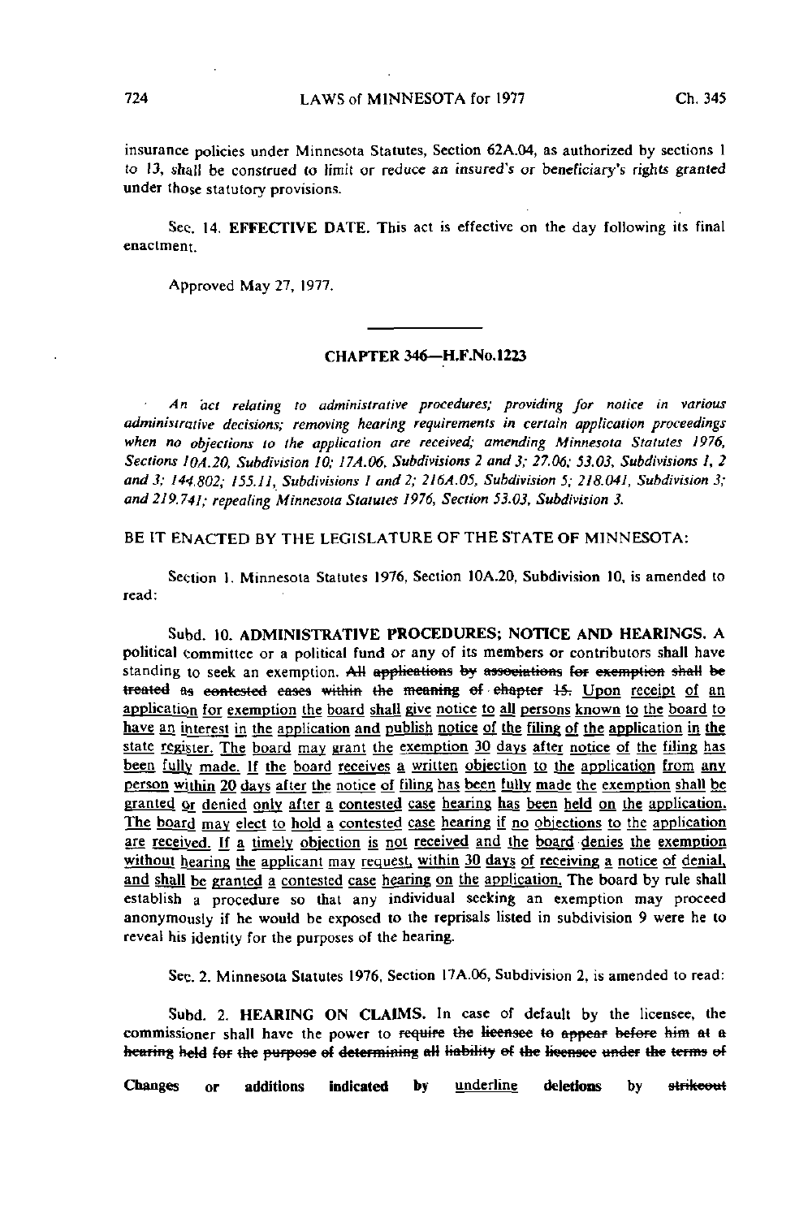insurance policies under Minnesota Statutes, Section 62A.04, as authorized by sections 1 to 13, shall be construed to limit or reduce an insured's or beneficiary's rights granted under those statutory provisions.

Sec. 14. **EFFECTIVE DATE.** This act is effective on the day following its final enactment.

Approved May 27, 1977.

## CHAPTER 346—H.F.No.1223

*An act relating to administrative procedures; providing for notice in various administrative decisions; removing hearing requirements in certain application proceedings when no objections to the application are received; amending Minnesota Statutes 1976, Sections 10A.20, Subdivision 10; 17A.06, Subdivisions 2 and 3; 27.06; 53.03, Subdivisions 1, 2 and 3; 144.802; 155.11, Subdivisions 1 and 2; 216A.05, Subdivision 5; 218.041, Subdivision 3; and 219.741; repealing Minnesota Statutes 1976, Section 53.03, Subdivision 3.*

BE IT ENACTED BY THE LEGISLATURE OF THE STATE OF MINNESOTA:

Section 1. Minnesota Statutes 1976, Section 10A.20, Subdivision 10, is amended to read:

Subd. 10. **ADMINISTRATIVE PROCEDURES; NOTICE AND HEARINGS.** A political committee or a political fund or any of its members or contributors shall have standing to seek an exemption. ~~All applications by associations for exemption shall be treated as contested cases within the meaning of chapter 15.~~ <u>Upon receipt of an application for exemption the board shall give notice to all persons known to the board to have an interest in the application and publish notice of the filing of the application in the state register. The board may grant the exemption 30 days after notice of the filing has been fully made. If the board receives a written objection to the application from any person within 20 days after the notice of filing has been fully made the exemption shall be granted or denied only after a contested case hearing has been held on the application. The board may elect to hold a contested case hearing if no objections to the application are received. If a timely objection is not received and the board denies the exemption without hearing the applicant may request, within 30 days of receiving a notice of denial, and shall be granted a contested case hearing on the application.</u> The board by rule shall establish a procedure so that any individual seeking an exemption may proceed anonymously if he would be exposed to the reprisals listed in subdivision 9 were he to reveal his identity for the purposes of the hearing.

Sec. 2. Minnesota Statutes 1976, Section 17A.06, Subdivision 2, is amended to read:

Subd. 2. **HEARING ON CLAIMS.** In case of default by the licensee, the commissioner shall have the power to ~~require the licensee to appear before him at a hearing held for the purpose of determining all liability of the licensee under the terms of~~

Changes or additions indicated by <u>underline</u> deletions by ~~strikeout~~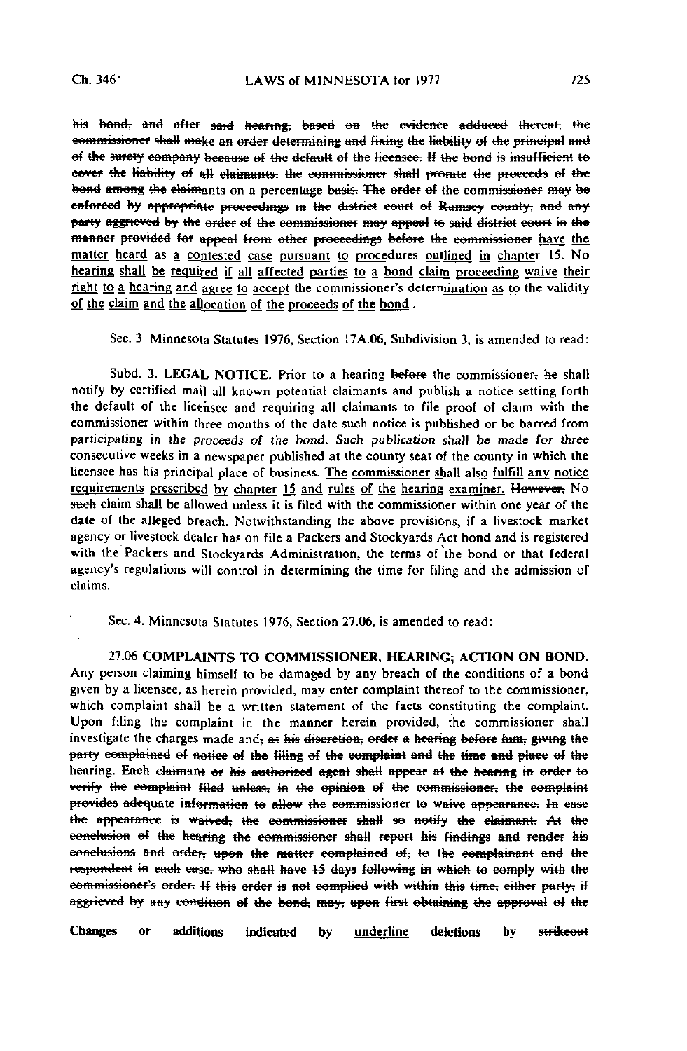~~his bond, and after said hearing, based on the evidence adduced thereat, the commissioner shall make an order determining and fixing the liability of the principal and of the surety company because of the default of the licensee. If the bond is insufficient to cover the liability of all claimants, the commissioner shall prorate the proceeds of the bond among the claimants on a percentage basis. The order of the commissioner may be enforced by appropriate proceedings in the district court of Ramsey county, and any party aggrieved by the order of the commissioner may appeal to said district court in the manner provided for appeal from other proceedings before the commissioner~~ <u>have the matter heard as a contested case pursuant to procedures outlined in chapter 15. No hearing shall be required if all affected parties to a bond claim proceeding waive their right to a hearing and agree to accept the commissioner's determination as to the validity of the claim and the allocation of the proceeds of the bond</u>.

Sec. 3. Minnesota Statutes 1976, Section 17A.06, Subdivision 3, is amended to read:

Subd. 3. **LEGAL NOTICE.** Prior to a hearing ~~before~~ the commissioner~~, he~~ shall notify by certified mail all known potential claimants and publish a notice setting forth the default of the licensee and requiring all claimants to file proof of claim with the commissioner within three months of the date such notice is published or be barred from participating in the proceeds of the bond. Such publication shall be made for three consecutive weeks in a newspaper published at the county seat of the county in which the licensee has his principal place of business. <u>The commissioner shall also fulfill any notice requirements prescribed by chapter 15 and rules of the hearing examiner.</u> ~~However,~~ No ~~such~~ claim shall be allowed unless it is filed with the commissioner within one year of the date of the alleged breach. Notwithstanding the above provisions, if a livestock market agency or livestock dealer has on file a Packers and Stockyards Act bond and is registered with the Packers and Stockyards Administration, the terms of the bond or that federal agency's regulations will control in determining the time for filing and the admission of claims.

Sec. 4. Minnesota Statutes 1976, Section 27.06, is amended to read:

27.06 **COMPLAINTS TO COMMISSIONER, HEARING; ACTION ON BOND.** Any person claiming himself to be damaged by any breach of the conditions of a bond given by a licensee, as herein provided, may enter complaint thereof to the commissioner, which complaint shall be a written statement of the facts constituting the complaint. Upon filing the complaint in the manner herein provided, the commissioner shall investigate the charges made and~~, at his discretion, order a hearing before him, giving the party complained of notice of the filing of the complaint and the time and place of the hearing. Each claimant or his authorized agent shall appear at the hearing in order to verify the complaint filed unless, in the opinion of the commissioner, the complaint provides adequate information to allow the commissioner to waive appearance. In case the appearance is waived, the commissioner shall so notify the claimant. At the conclusion of the hearing the commissioner shall report his findings and render his conclusions and order, upon the matter complained of, to the complainant and the respondent in each case, who shall have 15 days following in which to comply with the commissioner's order. If this order is not complied with within this time, either party, if aggrieved by any condition of the bond, may, upon first obtaining the approval of the~~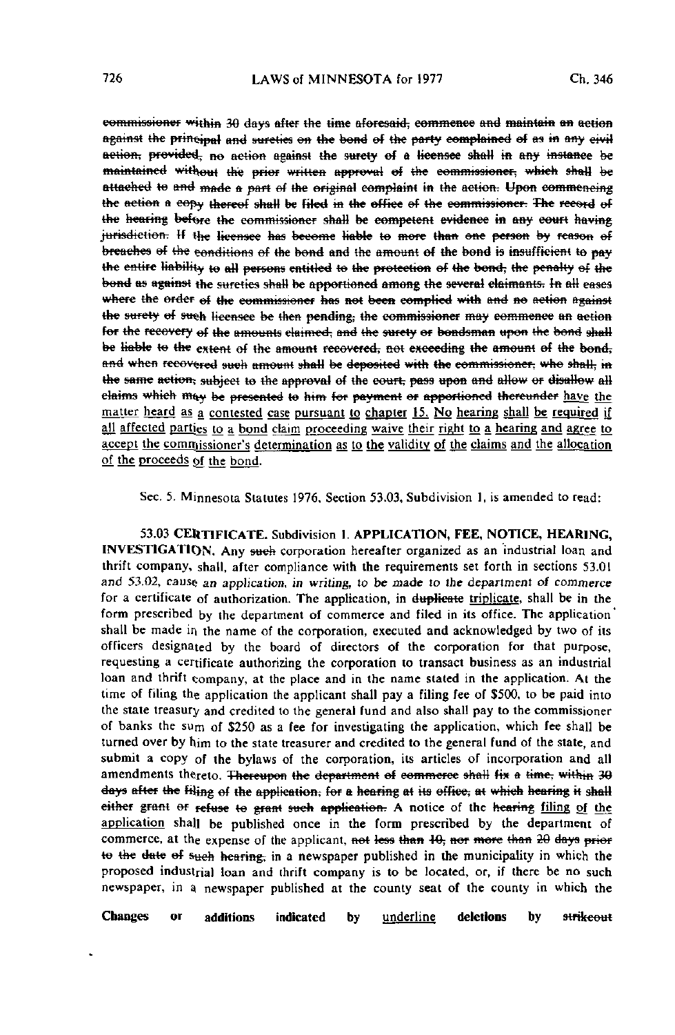~~commissioner within 30 days after the time aforesaid, commence and maintain an action against the principal and sureties on the bond of the party complained of as in any civil action, provided,~~ ~~no action against the surety of a licensee shall in any instance be maintained without the prior written approval of the commissioner, which shall be attached to and made a part of the original complaint in the action. Upon commencing the action a copy thereof shall be filed in the office of the commissioner. The record of the hearing before the commissioner shall be competent evidence in any court having jurisdiction. If the licensee has become liable to more than one person by reason of breaches of the conditions of the bond and the amount of the bond is insufficient to pay the entire liability to all persons entitled to the protection of the bond, the penalty of the bond as against the sureties shall be apportioned among the several claimants. In all cases where the order of the commissioner has not been complied with and no action against the surety of such licensee be then pending, the commissioner may commence an action for the recovery of the amounts claimed, and the surety or bondsman upon the bond shall be liable to the extent of the amount recovered, not exceeding the amount of the bond, and when recovered such amount shall be deposited with the commissioner, who shall, in the same action, subject to the approval of the court, pass upon and allow or disallow all claims which may be presented to him for payment or apportioned thereunder~~ <u>have the matter heard as a contested case pursuant to chapter 15. No hearing shall be required if all affected parties to a bond claim proceeding waive their right to a hearing and agree to accept the commissioner's determination as to the validity of the claims and the allocation of the proceeds of the bond.</u>

Sec. 5. Minnesota Statutes 1976, Section 53.03, Subdivision 1, is amended to read:

53.03 **CERTIFICATE.** Subdivision 1. **APPLICATION, FEE, NOTICE, HEARING, INVESTIGATION.** Any ~~such~~ corporation hereafter organized as an industrial loan and thrift company, shall, after compliance with the requirements set forth in sections 53.01 and 53.02, cause an application, in writing, to be made to the department of commerce for a certificate of authorization. The application, in ~~duplicate~~ <u>triplicate</u>, shall be in the form prescribed by the department of commerce and filed in its office. The application shall be made in the name of the corporation, executed and acknowledged by two of its officers designated by the board of directors of the corporation for that purpose, requesting a certificate authorizing the corporation to transact business as an industrial loan and thrift company, at the place and in the name stated in the application. At the time of filing the application the applicant shall pay a filing fee of $500, to be paid into the state treasury and credited to the general fund and also shall pay to the commissioner of banks the sum of $250 as a fee for investigating the application, which fee shall be turned over by him to the state treasurer and credited to the general fund of the state, and submit a copy of the bylaws of the corporation, its articles of incorporation and all amendments thereto. ~~Thereupon the department of commerce shall fix a time, within 30 days after the filing of the application, for a hearing at its office, at which hearing it shall either grant or refuse to grant such application.~~ A notice of the ~~hearing~~ <u>filing of the application</u> shall be published once in the form prescribed by the department of commerce, at the expense of the applicant, ~~not less than 10, nor more than 20 days prior to the date of such hearing,~~ in a newspaper published in the municipality in which the proposed industrial loan and thrift company is to be located, or, if there be no such newspaper, in a newspaper published at the county seat of the county in which the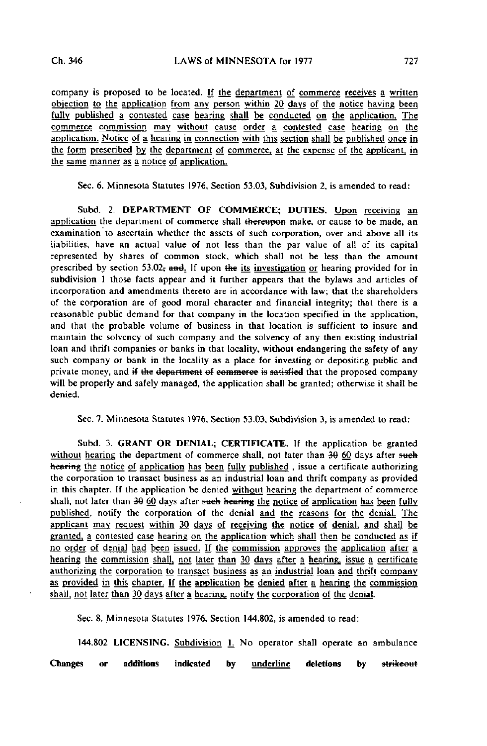company is proposed to be located. <u>If the department of commerce receives a written objection to the application from any person within 20 days of the notice having been fully published a contested case hearing shall be conducted on the application. The commerce commission may without cause order a contested case hearing on the application. Notice of a hearing in connection with this section shall be published once in the form prescribed by the department of commerce, at the expense of the applicant, in the same manner as a notice of application.</u>

Sec. 6. Minnesota Statutes 1976, Section 53.03, Subdivision 2, is amended to read:

Subd. 2. **DEPARTMENT OF COMMERCE; DUTIES.** <u>Upon receiving an application</u> the department of commerce shall ~~thereupon~~ make, or cause to be made, an examination to ascertain whether the assets of such corporation, over and above all its liabilities, have an actual value of not less than the par value of all of its capital represented by shares of common stock, which shall not be less than the amount prescribed by section 53.02~~; and~~<u>.</u> If upon ~~the~~ <u>its investigation or</u> hearing provided for in subdivision 1 those facts appear and it further appears that the bylaws and articles of incorporation and amendments thereto are in accordance with law; that the shareholders of the corporation are of good moral character and financial integrity; that there is a reasonable public demand for that company in the location specified in the application, and that the probable volume of business in that location is sufficient to insure and maintain the solvency of such company and the solvency of any then existing industrial loan and thrift companies or banks in that locality, without endangering the safety of any such company or bank in the locality as a place for investing or depositing public and private money, and ~~if the department of commerce is satisfied~~ that the proposed company will be properly and safely managed, the application shall be granted; otherwise it shall be denied.

Sec. 7. Minnesota Statutes 1976, Section 53.03, Subdivision 3, is amended to read:

Subd. 3. **GRANT OR DENIAL; CERTIFICATE.** If the application be granted <u>without hearing</u> the department of commerce shall, not later than ~~30~~ <u>60</u> days after ~~such hearing~~ <u>the notice of application has been fully published</u> , issue a certificate authorizing the corporation to transact business as an industrial loan and thrift company as provided in this chapter. If the application be denied <u>without hearing</u> the department of commerce shall, not later than ~~30~~ <u>60</u> days after ~~such hearing~~ <u>the notice of application has been fully published</u>, notify the corporation of the denial <u>and the reasons for the denial. The applicant may request within 30 days of receiving the notice of denial, and shall be granted, a contested case hearing on the application which shall then be conducted as if no order of denial had been issued. If the commission approves the application after a hearing the commission shall, not later than 30 days after a hearing, issue a certificate authorizing the corporation to transact business as an industrial loan and thrift company as provided in this chapter. If the application be denied after a hearing the commission shall, not later than 30 days after a hearing, notify the corporation of the denial.</u>

Sec. 8. Minnesota Statutes 1976, Section 144.802, is amended to read:

144.802 **LICENSING.** <u>Subdivision 1.</u> No operator shall operate an ambulance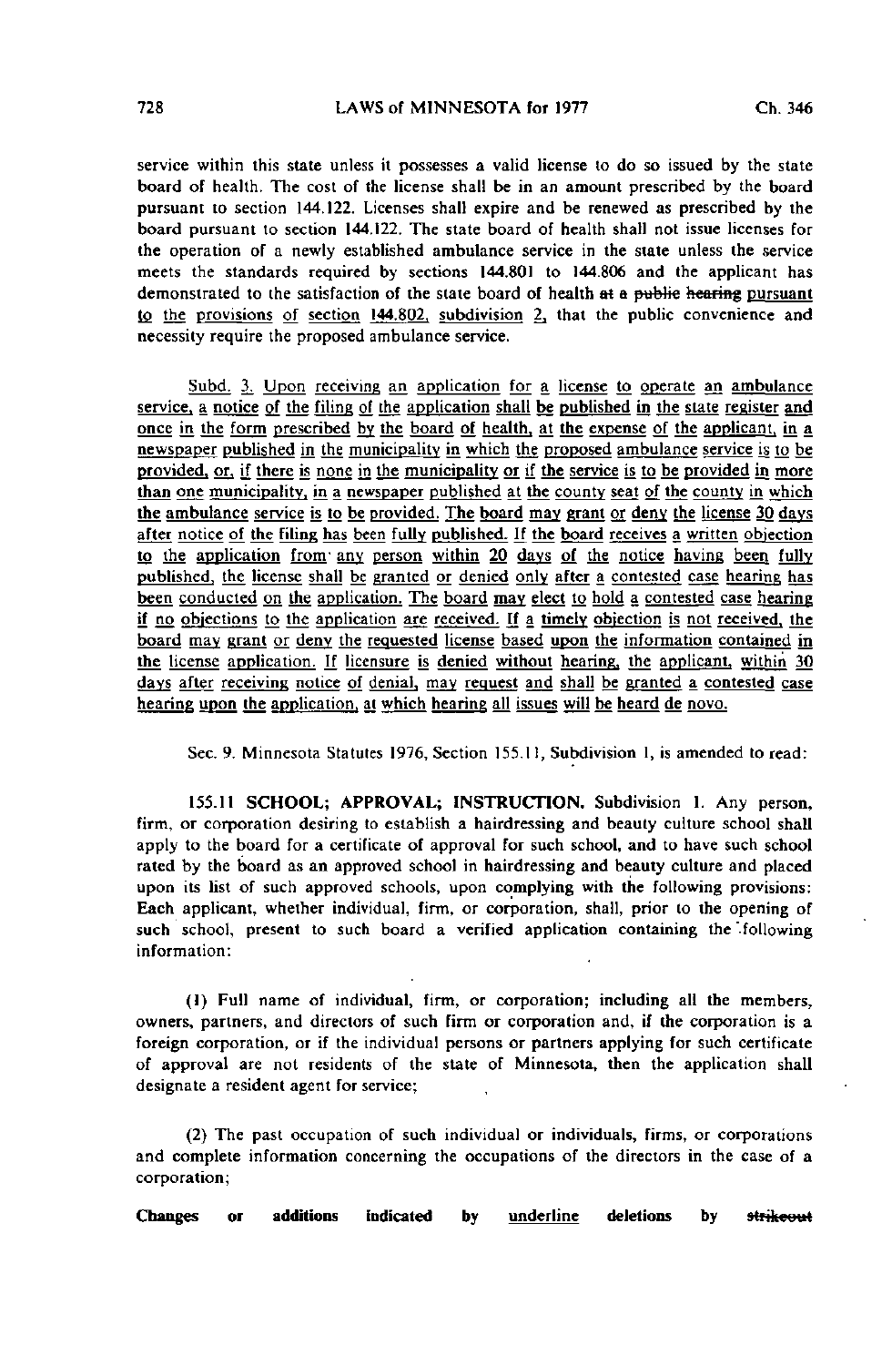service within this state unless it possesses a valid license to do so issued by the state board of health. The cost of the license shall be in an amount prescribed by the board pursuant to section 144.122. Licenses shall expire and be renewed as prescribed by the board pursuant to section 144.122. The state board of health shall not issue licenses for the operation of a newly established ambulance service in the state unless the service meets the standards required by sections 144.801 to 144.806 and the applicant has demonstrated to the satisfaction of the state board of health ~~at a public hearing~~ pursuant to the provisions of section 144.802, subdivision 2, that the public convenience and necessity require the proposed ambulance service.

Subd. 3. Upon receiving an application for a license to operate an ambulance service, a notice of the filing of the application shall be published in the state register and once in the form prescribed by the board of health, at the expense of the applicant, in a newspaper published in the municipality in which the proposed ambulance service is to be provided, or, if there is none in the municipality or if the service is to be provided in more than one municipality, in a newspaper published at the county seat of the county in which the ambulance service is to be provided. The board may grant or deny the license 30 days after notice of the filing has been fully published. If the board receives a written objection to the application from any person within 20 days of the notice having been fully published, the license shall be granted or denied only after a contested case hearing has been conducted on the application. The board may elect to hold a contested case hearing if no objections to the application are received. If a timely objection is not received, the board may grant or deny the requested license based upon the information contained in the license application. If licensure is denied without hearing, the applicant, within 30 days after receiving notice of denial, may request and shall be granted a contested case hearing upon the application, at which hearing all issues will be heard de novo.

Sec. 9. Minnesota Statutes 1976, Section 155.11, Subdivision 1, is amended to read:

**155.11 SCHOOL; APPROVAL; INSTRUCTION.** Subdivision 1. Any person, firm, or corporation desiring to establish a hairdressing and beauty culture school shall apply to the board for a certificate of approval for such school, and to have such school rated by the board as an approved school in hairdressing and beauty culture and placed upon its list of such approved schools, upon complying with the following provisions: Each applicant, whether individual, firm, or corporation, shall, prior to the opening of such school, present to such board a verified application containing the following information:

(1) Full name of individual, firm, or corporation; including all the members, owners, partners, and directors of such firm or corporation and, if the corporation is a foreign corporation, or if the individual persons or partners applying for such certificate of approval are not residents of the state of Minnesota, then the application shall designate a resident agent for service;

(2) The past occupation of such individual or individuals, firms, or corporations and complete information concerning the occupations of the directors in the case of a corporation;

**Changes or additions indicated by** underline **deletions by** ~~strikeout~~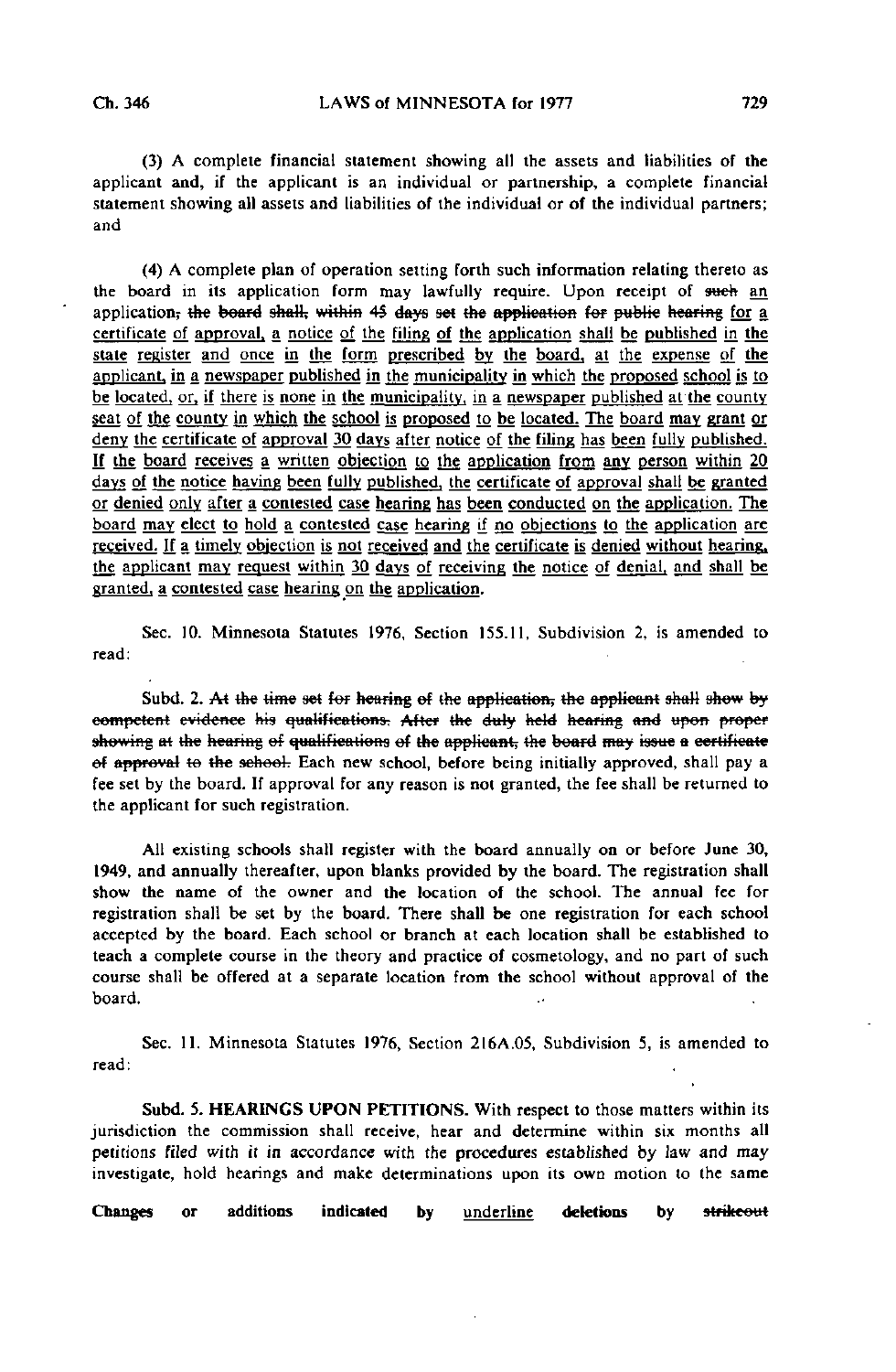(3) A complete financial statement showing all the assets and liabilities of the applicant and, if the applicant is an individual or partnership, a complete financial statement showing all assets and liabilities of the individual or of the individual partners; and

(4) A complete plan of operation setting forth such information relating thereto as the board in its application form may lawfully require. Upon receipt of ~~such~~ <u>an</u> application~~, the board shall, within 45 days set the application for public hearing~~ <u>for a certificate of approval, a notice of the filing of the application shall be published in the state register and once in the form prescribed by the board, at the expense of the applicant, in a newspaper published in the municipality in which the proposed school is to be located, or, if there is none in the municipality, in a newspaper published at the county seat of the county in which the school is proposed to be located. The board may grant or deny the certificate of approval 30 days after notice of the filing has been fully published. If the board receives a written objection to the application from any person within 20 days of the notice having been fully published, the certificate of approval shall be granted or denied only after a contested case hearing has been conducted on the application. The board may elect to hold a contested case hearing if no objections to the application are received. If a timely objection is not received and the certificate is denied without hearing, the applicant may request within 30 days of receiving the notice of denial, and shall be granted, a contested case hearing on the application.</u>

Sec. 10. Minnesota Statutes 1976, Section 155.11, Subdivision 2, is amended to read:

Subd. 2. ~~At the time set for hearing of the application, the applicant shall show by competent evidence his qualifications. After the duly held hearing and upon proper showing at the hearing of qualifications of the applicant, the board may issue a certificate of approval to the school.~~ Each new school, before being initially approved, shall pay a fee set by the board. If approval for any reason is not granted, the fee shall be returned to the applicant for such registration.

All existing schools shall register with the board annually on or before June 30, 1949, and annually thereafter, upon blanks provided by the board. The registration shall show the name of the owner and the location of the school. The annual fee for registration shall be set by the board. There shall be one registration for each school accepted by the board. Each school or branch at each location shall be established to teach a complete course in the theory and practice of cosmetology, and no part of such course shall be offered at a separate location from the school without approval of the board.

Sec. 11. Minnesota Statutes 1976, Section 216A.05, Subdivision 5, is amended to read:

Subd. 5. **HEARINGS UPON PETITIONS.** With respect to those matters within its jurisdiction the commission shall receive, hear and determine within six months all petitions filed with it in accordance with the procedures established by law and may investigate, hold hearings and make determinations upon its own motion to the same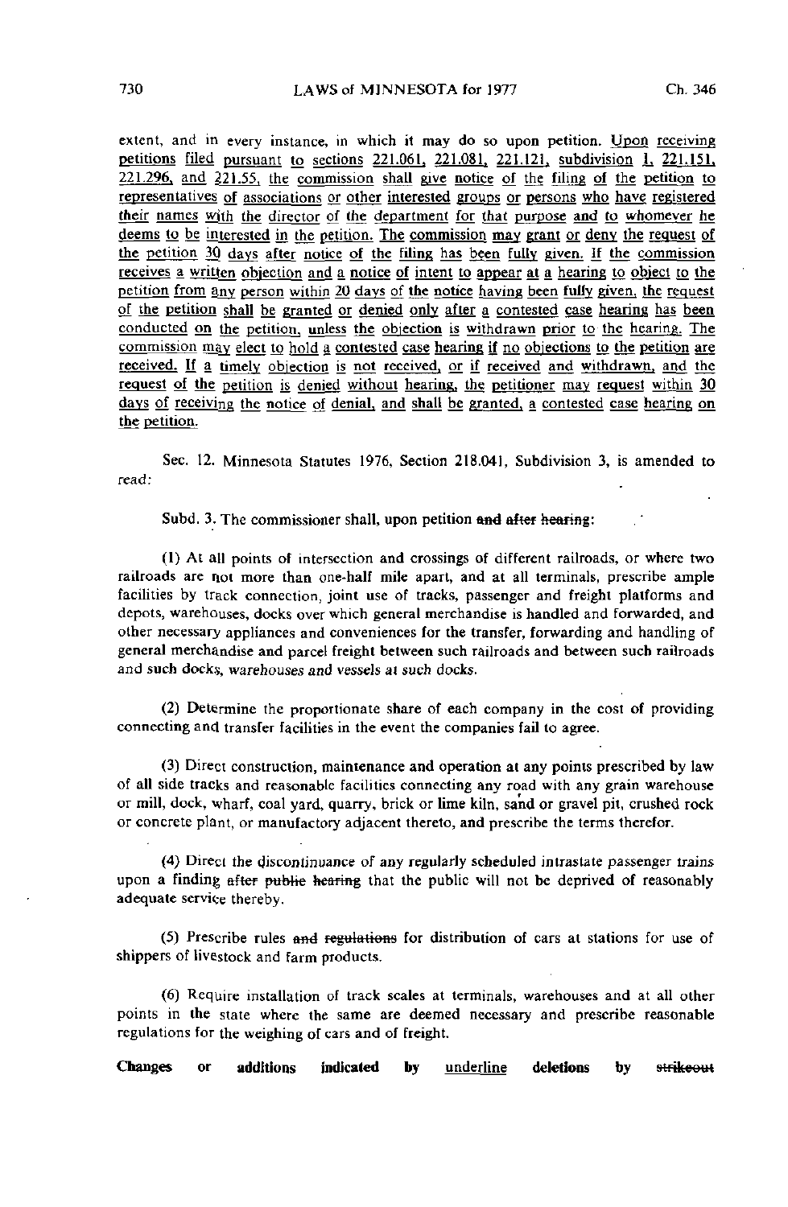extent, and in every instance, in which it may do so upon petition. Upon receiving petitions filed pursuant to sections 221.061, 221.081, 221.121, subdivision 1, 221.151, 221.296, and 221.55, the commission shall give notice of the filing of the petition to representatives of associations or other interested groups or persons who have registered their names with the director of the department for that purpose and to whomever he deems to be interested in the petition. The commission may grant or deny the request of the petition 30 days after notice of the filing has been fully given. If the commission receives a written objection and a notice of intent to appear at a hearing to object to the petition from any person within 20 days of the notice having been fully given, the request of the petition shall be granted or denied only after a contested case hearing has been conducted on the petition, unless the objection is withdrawn prior to the hearing. The commission may elect to hold a contested case hearing if no objections to the petition are received. If a timely objection is not received, or if received and withdrawn, and the request of the petition is denied without hearing, the petitioner may request within 30 days of receiving the notice of denial, and shall be granted, a contested case hearing on the petition.

Sec. 12. Minnesota Statutes 1976, Section 218.041, Subdivision 3, is amended to read:

Subd. 3. The commissioner shall, upon petition ~~and after hearing~~:

(1) At all points of intersection and crossings of different railroads, or where two railroads are not more than one-half mile apart, and at all terminals, prescribe ample facilities by track connection, joint use of tracks, passenger and freight platforms and depots, warehouses, docks over which general merchandise is handled and forwarded, and other necessary appliances and conveniences for the transfer, forwarding and handling of general merchandise and parcel freight between such railroads and between such railroads and such docks, warehouses and vessels at such docks.

(2) Determine the proportionate share of each company in the cost of providing connecting and transfer facilities in the event the companies fail to agree.

(3) Direct construction, maintenance and operation at any points prescribed by law of all side tracks and reasonable facilities connecting any road with any grain warehouse or mill, dock, wharf, coal yard, quarry, brick or lime kiln, sand or gravel pit, crushed rock or concrete plant, or manufactory adjacent thereto, and prescribe the terms therefor.

(4) Direct the discontinuance of any regularly scheduled intrastate passenger trains upon a finding ~~after public hearing~~ that the public will not be deprived of reasonably adequate service thereby.

(5) Prescribe rules ~~and regulations~~ for distribution of cars at stations for use of shippers of livestock and farm products.

(6) Require installation of track scales at terminals, warehouses and at all other points in the state where the same are deemed necessary and prescribe reasonable regulations for the weighing of cars and of freight.

**Changes or additions indicated by** underline **deletions by** ~~strikeout~~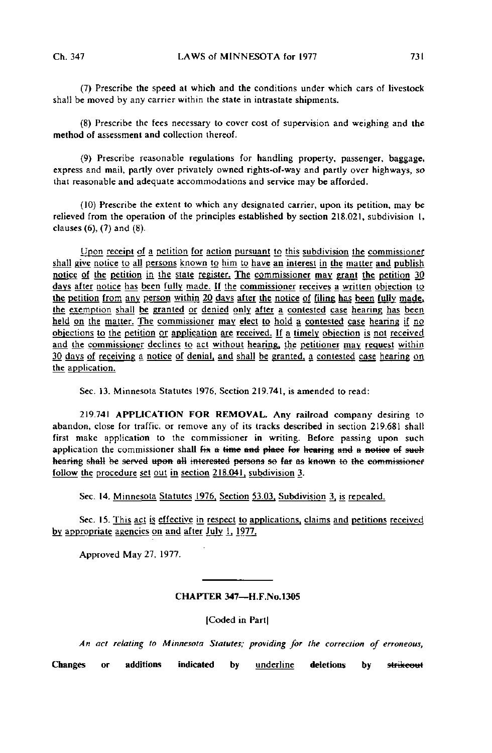(7) Prescribe the speed at which and the conditions under which cars of livestock shall be moved by any carrier within the state in intrastate shipments.

(8) Prescribe the fees necessary to cover cost of supervision and weighing and the method of assessment and collection thereof.

(9) Prescribe reasonable regulations for handling property, passenger, baggage, express and mail, partly over privately owned rights-of-way and partly over highways, so that reasonable and adequate accommodations and service may be afforded.

(10) Prescribe the extent to which any designated carrier, upon its petition, may be relieved from the operation of the principles established by section 218.021, subdivision 1, clauses (6), (7) and (8).

<u>Upon receipt of a petition for action pursuant to this subdivision the commissioner shall give notice to all persons known to him to have an interest in the matter and publish notice of the petition in the state register. The commissioner may grant the petition 30 days after notice has been fully made. If the commissioner receives a written objection to the petition from any person within 20 days after the notice of filing has been fully made, the exemption shall be granted or denied only after a contested case hearing has been held on the matter. The commissioner may elect to hold a contested case hearing if no objections to the petition or application are received. If a timely objection is not received and the commissioner declines to act without hearing, the petitioner may request within 30 days of receiving a notice of denial, and shall be granted, a contested case hearing on the application.</u>

Sec. 13. Minnesota Statutes 1976, Section 219.741, is amended to read:

219.741 **APPLICATION FOR REMOVAL.** Any railroad company desiring to abandon, close for traffic, or remove any of its tracks described in section 219.681 shall first make application to the commissioner in writing. Before passing upon such application the commissioner shall ~~fix a time and place for hearing and a notice of such hearing shall be served upon all interested persons so far as known to the commissioner~~ <u>follow the procedure set out in section 218.041, subdivision 3.</u>

Sec. 14. <u>Minnesota Statutes 1976, Section 53.03, Subdivision 3, is repealed.</u>

Sec. 15. <u>This act is effective in respect to applications, claims and petitions received by appropriate agencies on and after July 1, 1977.</u>

Approved May 27, 1977.

---

## CHAPTER 347—H.F.No.1305

[Coded in Part]

*An act relating to Minnesota Statutes; providing for the correction of erroneous,*

**Changes or additions indicated by** <u>underline</u> **deletions by** ~~strikeout~~